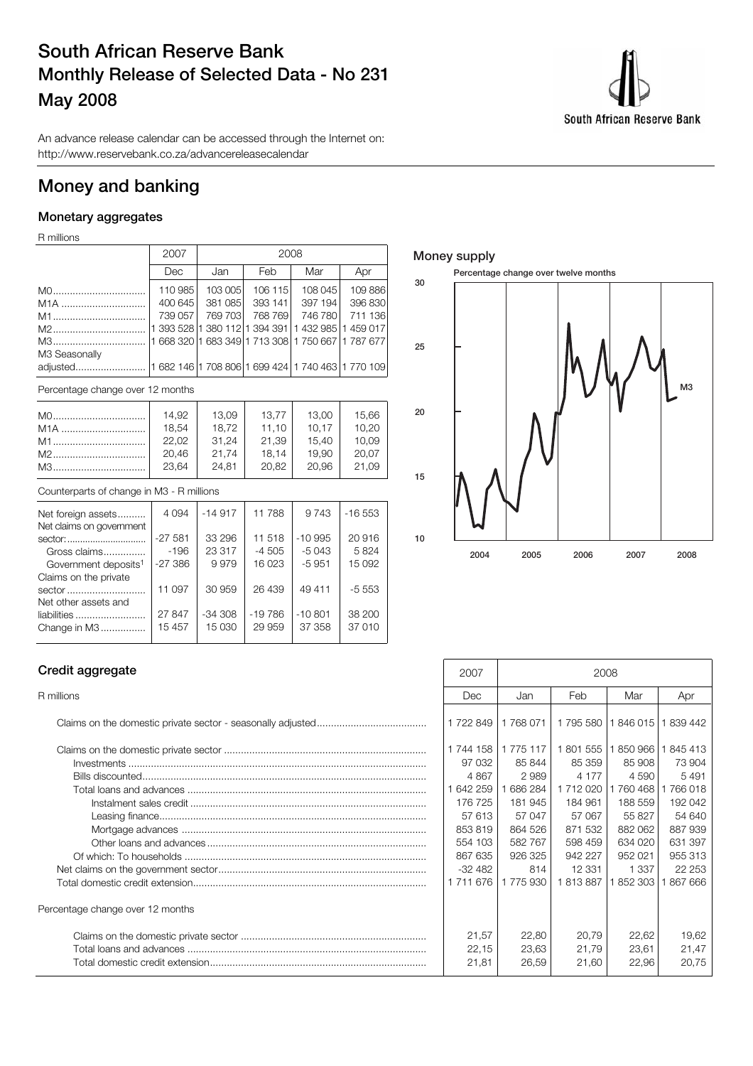# South African Reserve Bank

## Monthly Release of Selected Data - No 231

## May 2008

An advance release calendar can be accessed through the Internet on:
http://www.reservebank.co.za/advancereleasecalendar

# Money and banking

### Monetary aggregates

R millions

| | 2007 | 2008 | | | |
|---|---|---|---|---|---|
| | Dec | Jan | Feb | Mar | Apr |
| M0 | 110 985 | 103 005 | 106 115 | 108 045 | 109 886 |
| M1A | 400 645 | 381 085 | 393 141 | 397 194 | 396 830 |
| M1 | 739 057 | 769 703 | 768 769 | 746 780 | 711 136 |
| M2 | 1 393 528 | 1 380 112 | 1 394 391 | 1 432 985 | 1 459 017 |
| M3 | 1 668 320 | 1 683 349 | 1 713 308 | 1 750 667 | 1 787 677 |
| M3 Seasonally adjusted | 1 682 146 | 1 708 806 | 1 699 424 | 1 740 463 | 1 770 109 |
| **Percentage change over 12 months** | | | | | |
| M0 | 14,92 | 13,09 | 13,77 | 13,00 | 15,66 |
| M1A | 18,54 | 18,72 | 11,10 | 10,17 | 10,20 |
| M1 | 22,02 | 31,24 | 21,39 | 15,40 | 10,09 |
| M2 | 20,46 | 21,74 | 18,14 | 19,90 | 20,07 |
| M3 | 23,64 | 24,81 | 20,82 | 20,96 | 21,09 |
| **Counterparts of change in M3 - R millions** | | | | | |
| Net foreign assets | 4 094 | -14 917 | 11 788 | 9 743 | -16 553 |
| Net claims on government sector: | -27 581 | 33 296 | 11 518 | -10 995 | 20 916 |
| Gross claims | -196 | 23 317 | -4 505 | -5 043 | 5 824 |
| Government deposits[1] | -27 386 | 9 979 | 16 023 | -5 951 | 15 092 |
| Claims on the private sector | 11 097 | 30 959 | 26 439 | 49 411 | -5 553 |
| Net other assets and liabilities | 27 847 | -34 308 | -19 786 | -10 801 | 38 200 |
| Change in M3 | 15 457 | 15 030 | 29 959 | 37 358 | 37 010 |

### Money supply

Percentage change over twelve months

### Credit aggregate

R millions

| | 2007 | 2008 | | | |
|---|---|---|---|---|---|
| | Dec | Jan | Feb | Mar | Apr |
| Claims on the domestic private sector - seasonally adjusted | 1 722 849 | 1 768 071 | 1 795 580 | 1 846 015 | 1 839 442 |
| Claims on the domestic private sector | 1 744 158 | 1 775 117 | 1 801 555 | 1 850 966 | 1 845 413 |
| Investments | 97 032 | 85 844 | 85 359 | 85 908 | 73 904 |
| Bills discounted | 4 867 | 2 989 | 4 177 | 4 590 | 5 491 |
| Total loans and advances | 1 642 259 | 1 686 284 | 1 712 020 | 1 760 468 | 1 766 018 |
| Instalment sales credit | 176 725 | 181 945 | 184 961 | 188 559 | 192 042 |
| Leasing finance | 57 613 | 57 047 | 57 067 | 55 827 | 54 640 |
| Mortgage advances | 853 819 | 864 526 | 871 532 | 882 062 | 887 939 |
| Other loans and advances | 554 103 | 582 767 | 598 459 | 634 020 | 631 397 |
| Of which: To households | 867 635 | 926 325 | 942 227 | 952 021 | 955 313 |
| Net claims on the government sector | -32 482 | 814 | 12 331 | 1 337 | 22 253 |
| Total domestic credit extension | 1 711 676 | 1 775 930 | 1 813 887 | 1 852 303 | 1 867 666 |
| **Percentage change over 12 months** | | | | | |
| Claims on the domestic private sector | 21,57 | 22,80 | 20,79 | 22,62 | 19,62 |
| Total loans and advances | 22,15 | 23,63 | 21,79 | 23,61 | 21,47 |
| Total domestic credit extension | 21,81 | 26,59 | 21,60 | 22,96 | 20,75 |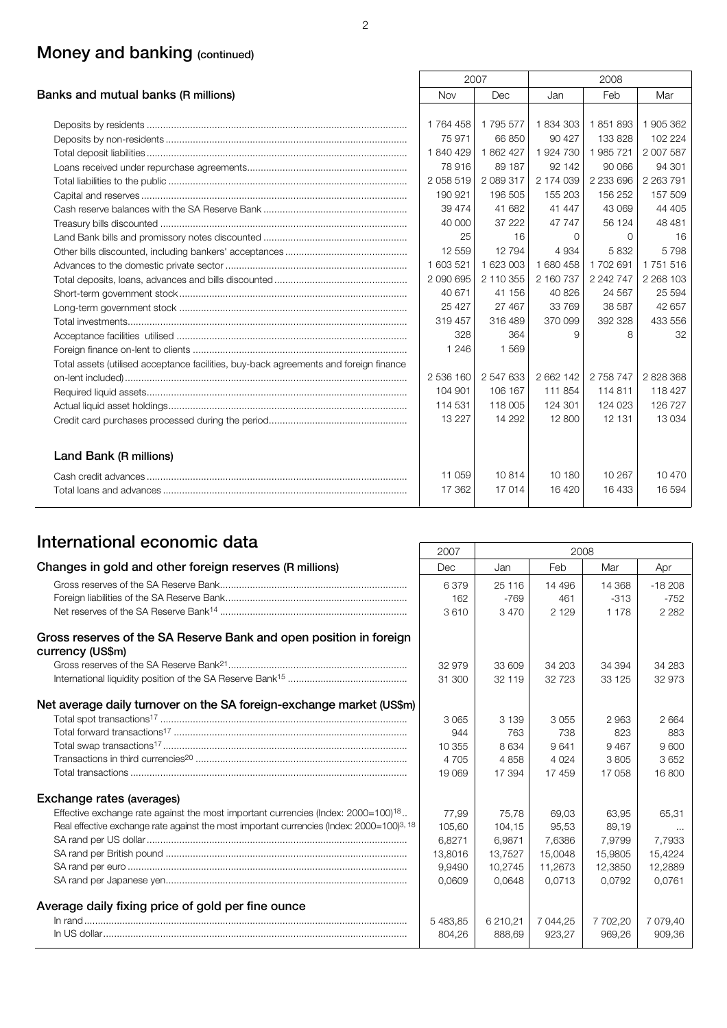## Money and banking (continued)

| Banks and mutual banks (R millions) | 2007 | | 2008 | | |
|---|---|---|---|---|---|
| | Nov | Dec | Jan | Feb | Mar |
| Deposits by residents | 1 764 458 | 1 795 577 | 1 834 303 | 1 851 893 | 1 905 362 |
| Deposits by non-residents | 75 971 | 66 850 | 90 427 | 133 828 | 102 224 |
| Total deposit liabilities | 1 840 429 | 1 862 427 | 1 924 730 | 1 985 721 | 2 007 587 |
| Loans received under repurchase agreements | 78 916 | 89 187 | 92 142 | 90 066 | 94 301 |
| Total liabilities to the public | 2 058 519 | 2 089 317 | 2 174 039 | 2 233 696 | 2 263 791 |
| Capital and reserves | 190 921 | 196 505 | 155 203 | 156 252 | 157 509 |
| Cash reserve balances with the SA Reserve Bank | 39 474 | 41 682 | 41 447 | 43 069 | 44 405 |
| Treasury bills discounted | 40 000 | 37 222 | 47 747 | 56 124 | 48 481 |
| Land Bank bills and promissory notes discounted | 25 | 16 | 0 | 0 | 16 |
| Other bills discounted, including bankers' acceptances | 12 559 | 12 794 | 4 934 | 5 832 | 5 798 |
| Advances to the domestic private sector | 1 603 521 | 1 623 003 | 1 680 458 | 1 702 691 | 1 751 516 |
| Total deposits, loans, advances and bills discounted | 2 090 695 | 2 110 355 | 2 160 737 | 2 242 747 | 2 268 103 |
| Short-term government stock | 40 671 | 41 156 | 40 826 | 24 567 | 25 594 |
| Long-term government stock | 25 427 | 27 467 | 33 769 | 38 587 | 42 657 |
| Total investments | 319 457 | 316 489 | 370 099 | 392 328 | 433 556 |
| Acceptance facilities utilised | 328 | 364 | 9 | 8 | 32 |
| Foreign finance on-lent to clients | 1 246 | 1 569 | | | |
| Total assets (utilised acceptance facilities, buy-back agreements and foreign finance on-lent included) | 2 536 160 | 2 547 633 | 2 662 142 | 2 758 747 | 2 828 368 |
| Required liquid assets | 104 901 | 106 167 | 111 854 | 114 811 | 118 427 |
| Actual liquid asset holdings | 114 531 | 118 005 | 124 301 | 124 023 | 126 727 |
| Credit card purchases processed during the period | 13 227 | 14 292 | 12 800 | 12 131 | 13 034 |
| **Land Bank (R millions)** | | | | | |
| Cash credit advances | 11 059 | 10 814 | 10 180 | 10 267 | 10 470 |
| Total loans and advances | 17 362 | 17 014 | 16 420 | 16 433 | 16 594 |

## International economic data

| | 2007 | 2008 | | | |
|---|---|---|---|---|---|
| **Changes in gold and other foreign reserves (R millions)** | Dec | Jan | Feb | Mar | Apr |
| Gross reserves of the SA Reserve Bank | 6 379 | 25 116 | 14 496 | 14 368 | -18 208 |
| Foreign liabilities of the SA Reserve Bank | 162 | -769 | 461 | -313 | -752 |
| Net reserves of the SA Reserve Bank[14] | 3 610 | 3 470 | 2 129 | 1 178 | 2 282 |
| **Gross reserves of the SA Reserve Bank and open position in foreign currency (US$m)** | | | | | |
| Gross reserves of the SA Reserve Bank[21] | 32 979 | 33 609 | 34 203 | 34 394 | 34 283 |
| International liquidity position of the SA Reserve Bank[15] | 31 300 | 32 119 | 32 723 | 33 125 | 32 973 |
| **Net average daily turnover on the SA foreign-exchange market (US$m)** | | | | | |
| Total spot transactions[17] | 3 065 | 3 139 | 3 055 | 2 963 | 2 664 |
| Total forward transactions[17] | 944 | 763 | 738 | 823 | 883 |
| Total swap transactions[17] | 10 355 | 8 634 | 9 641 | 9 467 | 9 600 |
| Transactions in third currencies[20] | 4 705 | 4 858 | 4 024 | 3 805 | 3 652 |
| Total transactions | 19 069 | 17 394 | 17 459 | 17 058 | 16 800 |
| **Exchange rates (averages)** | | | | | |
| Effective exchange rate against the most important currencies (Index: 2000=100)[18] | 77,99 | 75,78 | 69,03 | 63,95 | 65,31 |
| Real effective exchange rate against the most important currencies (Index: 2000=100)[3, 18] | 105,60 | 104,15 | 95,53 | 89,19 | ... |
| SA rand per US dollar | 6,8271 | 6,9871 | 7,6386 | 7,9799 | 7,7933 |
| SA rand per British pound | 13,8016 | 13,7527 | 15,0048 | 15,9805 | 15,4224 |
| SA rand per euro | 9,9490 | 10,2745 | 11,2673 | 12,3850 | 12,2889 |
| SA rand per Japanese yen | 0,0609 | 0,0648 | 0,0713 | 0,0792 | 0,0761 |
| **Average daily fixing price of gold per fine ounce** | | | | | |
| In rand | 5 483,85 | 6 210,21 | 7 044,25 | 7 702,20 | 7 079,40 |
| In US dollar | 804,26 | 888,69 | 923,27 | 969,26 | 909,36 |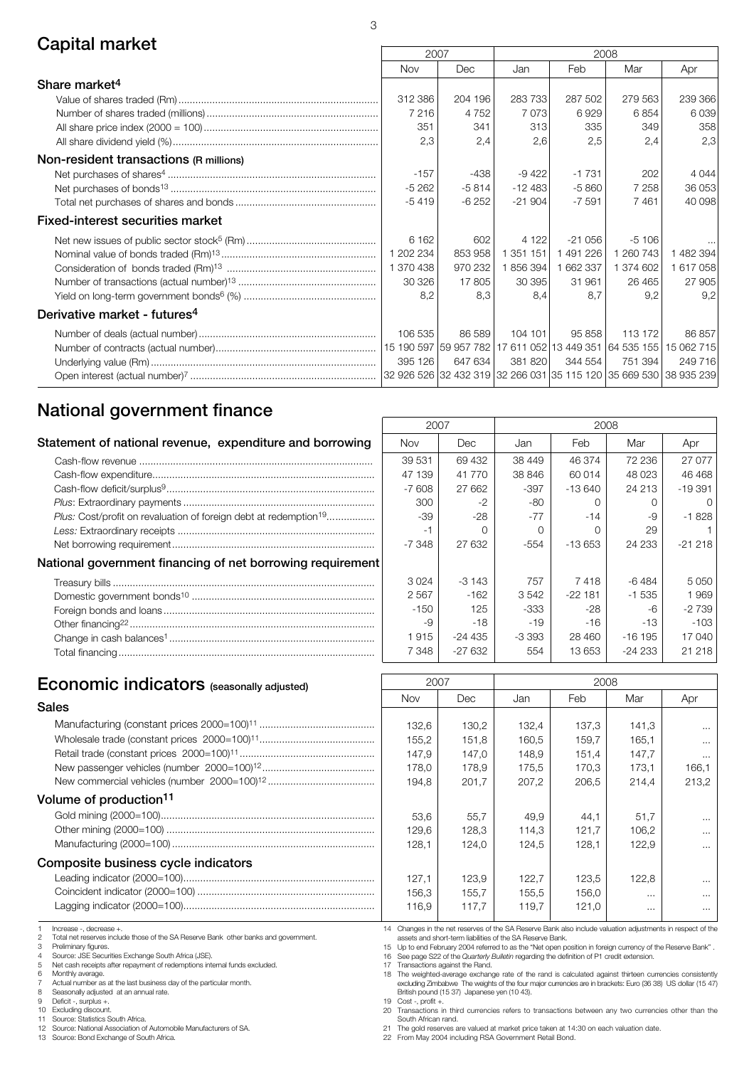## Capital market

| | 2007 | | 2008 | | | |
|---|---|---|---|---|---|---|
| | Nov | Dec | Jan | Feb | Mar | Apr |
| **Share market[4]** | | | | | | |
| Value of shares traded (Rm) | 312 386 | 204 196 | 283 733 | 287 502 | 279 563 | 239 366 |
| Number of shares traded (millions) | 7 216 | 4 752 | 7 073 | 6 929 | 6 854 | 6 039 |
| All share price index (2000 = 100) | 351 | 341 | 313 | 335 | 349 | 358 |
| All share dividend yield (%) | 2,3 | 2,4 | 2,6 | 2,5 | 2,4 | 2,3 |
| **Non-resident transactions (R millions)** | | | | | | |
| Net purchases of shares[4] | -157 | -438 | -9 422 | -1 731 | 202 | 4 044 |
| Net purchases of bonds[13] | -5 262 | -5 814 | -12 483 | -5 860 | 7 258 | 36 053 |
| Total net purchases of shares and bonds | -5 419 | -6 252 | -21 904 | -7 591 | 7 461 | 40 098 |
| **Fixed-interest securities market** | | | | | | |
| Net new issues of public sector stock[5] (Rm) | 6 162 | 602 | 4 122 | -21 056 | -5 106 | ... |
| Nominal value of bonds traded (Rm)[13] | 1 202 234 | 853 958 | 1 351 151 | 1 491 226 | 1 260 743 | 1 482 394 |
| Consideration of bonds traded (Rm)[13] | 1 370 438 | 970 232 | 1 856 394 | 1 662 337 | 1 374 602 | 1 617 058 |
| Number of transactions (actual number)[13] | 30 326 | 17 805 | 30 395 | 31 961 | 26 465 | 27 905 |
| Yield on long-term government bonds[6] (%) | 8,2 | 8,3 | 8,4 | 8,7 | 9,2 | 9,2 |
| **Derivative market - futures[4]** | | | | | | |
| Number of deals (actual number) | 106 535 | 86 589 | 104 101 | 95 858 | 113 172 | 86 857 |
| Number of contracts (actual number) | 15 190 597 | 59 957 782 | 17 611 052 | 13 449 351 | 64 535 155 | 15 062 715 |
| Underlying value (Rm) | 395 126 | 647 634 | 381 820 | 344 554 | 751 394 | 249 716 |
| Open interest (actual number)[7] | 32 926 526 | 32 432 319 | 32 266 031 | 35 115 120 | 35 669 530 | 38 935 239 |

## National government finance

| | 2007 | | 2008 | | | |
|---|---|---|---|---|---|---|
| **Statement of national revenue, expenditure and borrowing** | Nov | Dec | Jan | Feb | Mar | Apr |
| Cash-flow revenue | 39 531 | 69 432 | 38 449 | 46 374 | 72 236 | 27 077 |
| Cash-flow expenditure | 47 139 | 41 770 | 38 846 | 60 014 | 48 023 | 46 468 |
| Cash-flow deficit/surplus[9] | -7 608 | 27 662 | -397 | -13 640 | 24 213 | -19 391 |
| *Plus:* Extraordinary payments | 300 | -2 | -80 | 0 | 0 | 0 |
| *Plus:* Cost/profit on revaluation of foreign debt at redemption[19] | -39 | -28 | -77 | -14 | -9 | -1 828 |
| *Less:* Extraordinary receipts | -1 | 0 | 0 | 0 | 29 | 1 |
| Net borrowing requirement | -7 348 | 27 632 | -554 | -13 653 | 24 233 | -21 218 |
| **National government financing of net borrowing requirement** | | | | | | |
| Treasury bills | 3 024 | -3 143 | 757 | 7 418 | -6 484 | 5 050 |
| Domestic government bonds[10] | 2 567 | -162 | 3 542 | -22 181 | -1 535 | 1 969 |
| Foreign bonds and loans | -150 | 125 | -333 | -28 | -6 | -2 739 |
| Other financing[22] | -9 | -18 | -19 | -16 | -13 | -103 |
| Change in cash balances[1] | 1 915 | -24 435 | -3 393 | 28 460 | -16 195 | 17 040 |
| Total financing | 7 348 | -27 632 | 554 | 13 653 | -24 233 | 21 218 |

## Economic indicators (seasonally adjusted)

| | 2007 | | 2008 | | | |
|---|---|---|---|---|---|---|
| | Nov | Dec | Jan | Feb | Mar | Apr |
| **Sales** | | | | | | |
| Manufacturing (constant prices 2000=100)[11] | 132,6 | 130,2 | 132,4 | 137,3 | 141,3 | ... |
| Wholesale trade (constant prices 2000=100)[11] | 155,2 | 151,8 | 160,5 | 159,7 | 165,1 | ... |
| Retail trade (constant prices 2000=100)[11] | 147,9 | 147,0 | 148,9 | 151,4 | 147,7 | ... |
| New passenger vehicles (number 2000=100)[12] | 178,0 | 178,9 | 175,5 | 170,3 | 173,1 | 166,1 |
| New commercial vehicles (number 2000=100)[12] | 194,8 | 201,7 | 207,2 | 206,5 | 214,4 | 213,2 |
| **Volume of production[11]** | | | | | | |
| Gold mining (2000=100) | 53,6 | 55,7 | 49,9 | 44,1 | 51,7 | ... |
| Other mining (2000=100) | 129,6 | 128,3 | 114,3 | 121,7 | 106,2 | ... |
| Manufacturing (2000=100) | 128,1 | 124,0 | 124,5 | 128,1 | 122,9 | ... |
| **Composite business cycle indicators** | | | | | | |
| Leading indicator (2000=100) | 127,1 | 123,9 | 122,7 | 123,5 | 122,8 | ... |
| Coincident indicator (2000=100) | 156,3 | 155,7 | 155,5 | 156,0 | ... | ... |
| Lagging indicator (2000=100) | 116,9 | 117,7 | 119,7 | 121,0 | ... | ... |

1 Increase -, decrease +.
2 Total net reserves include those of the SA Reserve Bank other banks and government.
3 Preliminary figures.
4 Source: JSE Securities Exchange South Africa (JSE).
5 Net cash receipts after repayment of redemptions internal funds excluded.
6 Monthly average.
7 Actual number as at the last business day of the particular month.
8 Seasonally adjusted at an annual rate.
9 Deficit -, surplus +.
10 Excluding discount.
11 Source: Statistics South Africa.
12 Source: National Association of Automobile Manufacturers of SA.
13 Source: Bond Exchange of South Africa.
14 Changes in the net reserves of the SA Reserve Bank also include valuation adjustments in respect of the assets and short-term liabilities of the SA Reserve Bank.
15 Up to end February 2004 referred to as the "Net open position in foreign currency of the Reserve Bank".
16 See page S22 of the *Quarterly Bulletin* regarding the definition of P1 credit extension.
17 Transactions against the Rand.
18 The weighted-average exchange rate of the rand is calculated against thirteen currencies consistently excluding Zimbabwe The weights of the four major currencies are in brackets: Euro (36 38) US dollar (15 47) British pound (15 37) Japanese yen (10 43).
19 Cost -, profit +.
20 Transactions in third currencies refers to transactions between any two currencies other than the South African rand.
21 The gold reserves are valued at market price taken at 14:30 on each valuation date.
22 From May 2004 including RSA Government Retail Bond.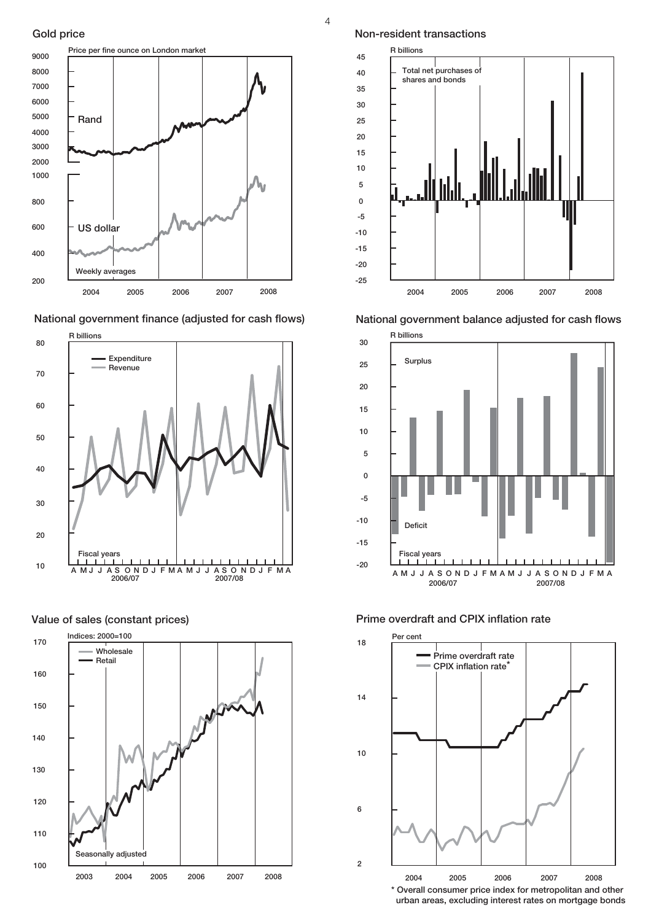## Gold price

Price per fine ounce on London market

9000
8000
7000
6000
5000
4000
3000
2000
1000
800
600
400
200

Rand

US dollar

Weekly averages

2004 2005 2006 2007 2008

## Non-resident transactions

R billions

Total net purchases of shares and bonds

45
40
35
30
25
20
15
10
5
0
-5
-10
-15
-20
-25

2004 2005 2006 2007 2008

## National government finance (adjusted for cash flows)

R billions

Expenditure
Revenue

80
70
60
50
40
30
20
10

Fiscal years

A M J J A S O N D J F M A M J J A S O N D J F M A

2006/07 2007/08

## National government balance adjusted for cash flows

R billions

Surplus

Deficit

30
25
20
15
10
5
0
-5
-10
-15
-20

Fiscal years

A M J J A S O N D J F M A M J J A S O N D J F M A

2006/07 2007/08

## Value of sales (constant prices)

Indices: 2000=100

Wholesale
Retail

170
160
150
140
130
120
110
100

Seasonally adjusted

2003 2004 2005 2006 2007 2008

## Prime overdraft and CPIX inflation rate

Per cent

Prime overdraft rate
CPIX inflation rate*

18
14
10
6
2

2004 2005 2006 2007 2008

* Overall consumer price index for metropolitan and other urban areas, excluding interest rates on mortgage bonds